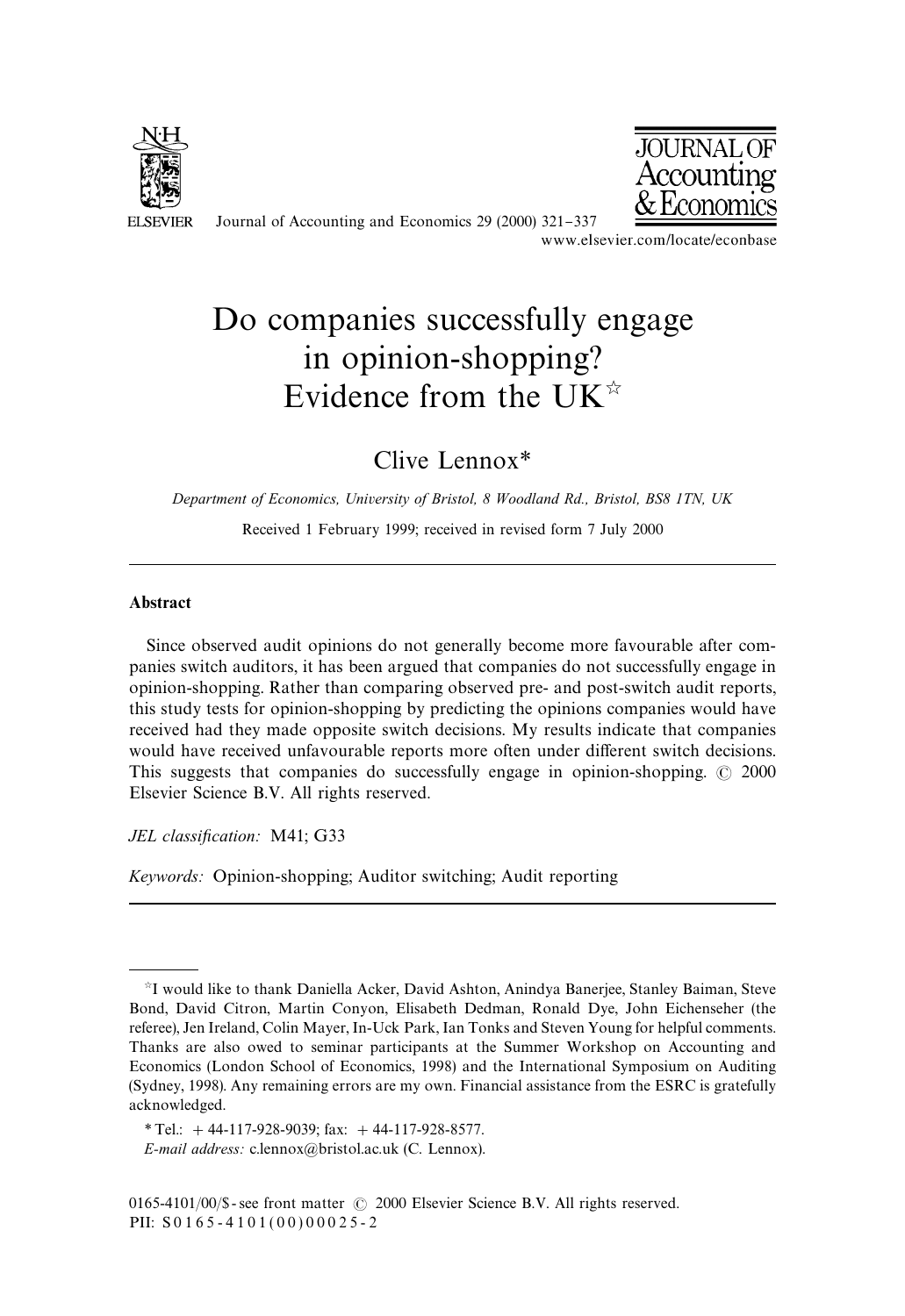# Do companies successfully engage in opinion-shopping? Evidence from the UK[☆]

Clive Lennox*

*Department of Economics, University of Bristol, 8 Woodland Rd., Bristol, BS8 1TN, UK*

Received 1 February 1999; received in revised form 7 July 2000

---

## Abstract

Since observed audit opinions do not generally become more favourable after companies switch auditors, it has been argued that companies do not successfully engage in opinion-shopping. Rather than comparing observed pre- and post-switch audit reports, this study tests for opinion-shopping by predicting the opinions companies would have received had they made opposite switch decisions. My results indicate that companies would have received unfavourable reports more often under different switch decisions. This suggests that companies do successfully engage in opinion-shopping. © 2000 Elsevier Science B.V. All rights reserved.

*JEL classification:* M41; G33

*Keywords:* Opinion-shopping; Auditor switching; Audit reporting

---

[☆]I would like to thank Daniella Acker, David Ashton, Anindya Banerjee, Stanley Baiman, Steve Bond, David Citron, Martin Conyon, Elisabeth Dedman, Ronald Dye, John Eichenseher (the referee), Jen Ireland, Colin Mayer, In-Uck Park, Ian Tonks and Steven Young for helpful comments. Thanks are also owed to seminar participants at the Summer Workshop on Accounting and Economics (London School of Economics, 1998) and the International Symposium on Auditing (Sydney, 1998). Any remaining errors are my own. Financial assistance from the ESRC is gratefully acknowledged.

* Tel.: + 44-117-928-9039; fax: + 44-117-928-8577.

*E-mail address:* c.lennox@bristol.ac.uk (C. Lennox).

0165-4101/00/$ - see front matter © 2000 Elsevier Science B.V. All rights reserved.
PII: S0165-4101(00)00025-2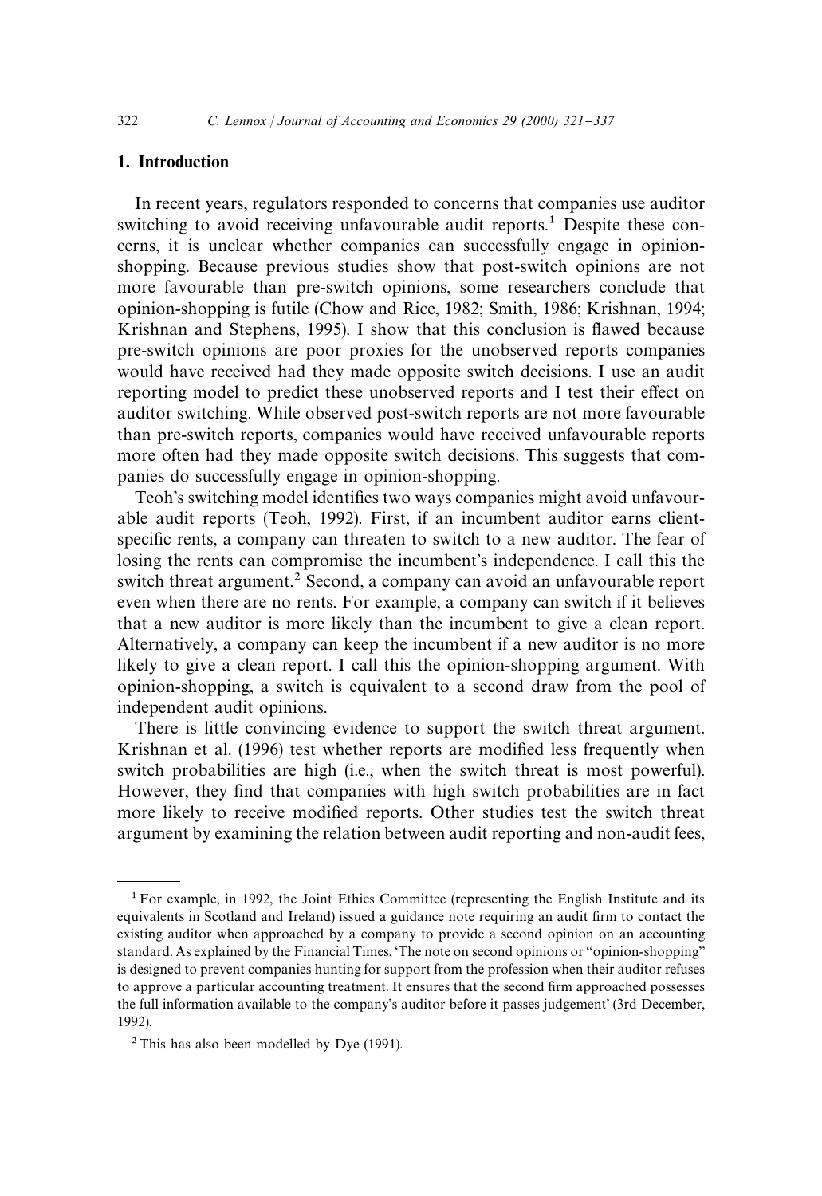## 1. Introduction

In recent years, regulators responded to concerns that companies use auditor switching to avoid receiving unfavourable audit reports.[1] Despite these concerns, it is unclear whether companies can successfully engage in opinion-shopping. Because previous studies show that post-switch opinions are not more favourable than pre-switch opinions, some researchers conclude that opinion-shopping is futile (Chow and Rice, 1982; Smith, 1986; Krishnan, 1994; Krishnan and Stephens, 1995). I show that this conclusion is flawed because pre-switch opinions are poor proxies for the unobserved reports companies would have received had they made opposite switch decisions. I use an audit reporting model to predict these unobserved reports and I test their effect on auditor switching. While observed post-switch reports are not more favourable than pre-switch reports, companies would have received unfavourable reports more often had they made opposite switch decisions. This suggests that companies do successfully engage in opinion-shopping.

Teoh's switching model identifies two ways companies might avoid unfavourable audit reports (Teoh, 1992). First, if an incumbent auditor earns client-specific rents, a company can threaten to switch to a new auditor. The fear of losing the rents can compromise the incumbent's independence. I call this the switch threat argument.[2] Second, a company can avoid an unfavourable report even when there are no rents. For example, a company can switch if it believes that a new auditor is more likely than the incumbent to give a clean report. Alternatively, a company can keep the incumbent if a new auditor is no more likely to give a clean report. I call this the opinion-shopping argument. With opinion-shopping, a switch is equivalent to a second draw from the pool of independent audit opinions.

There is little convincing evidence to support the switch threat argument. Krishnan et al. (1996) test whether reports are modified less frequently when switch probabilities are high (i.e., when the switch threat is most powerful). However, they find that companies with high switch probabilities are in fact more likely to receive modified reports. Other studies test the switch threat argument by examining the relation between audit reporting and non-audit fees,

---

[1] For example, in 1992, the Joint Ethics Committee (representing the English Institute and its equivalents in Scotland and Ireland) issued a guidance note requiring an audit firm to contact the existing auditor when approached by a company to provide a second opinion on an accounting standard. As explained by the Financial Times, 'The note on second opinions or "opinion-shopping" is designed to prevent companies hunting for support from the profession when their auditor refuses to approve a particular accounting treatment. It ensures that the second firm approached possesses the full information available to the company's auditor before it passes judgement' (3rd December, 1992).

[2] This has also been modelled by Dye (1991).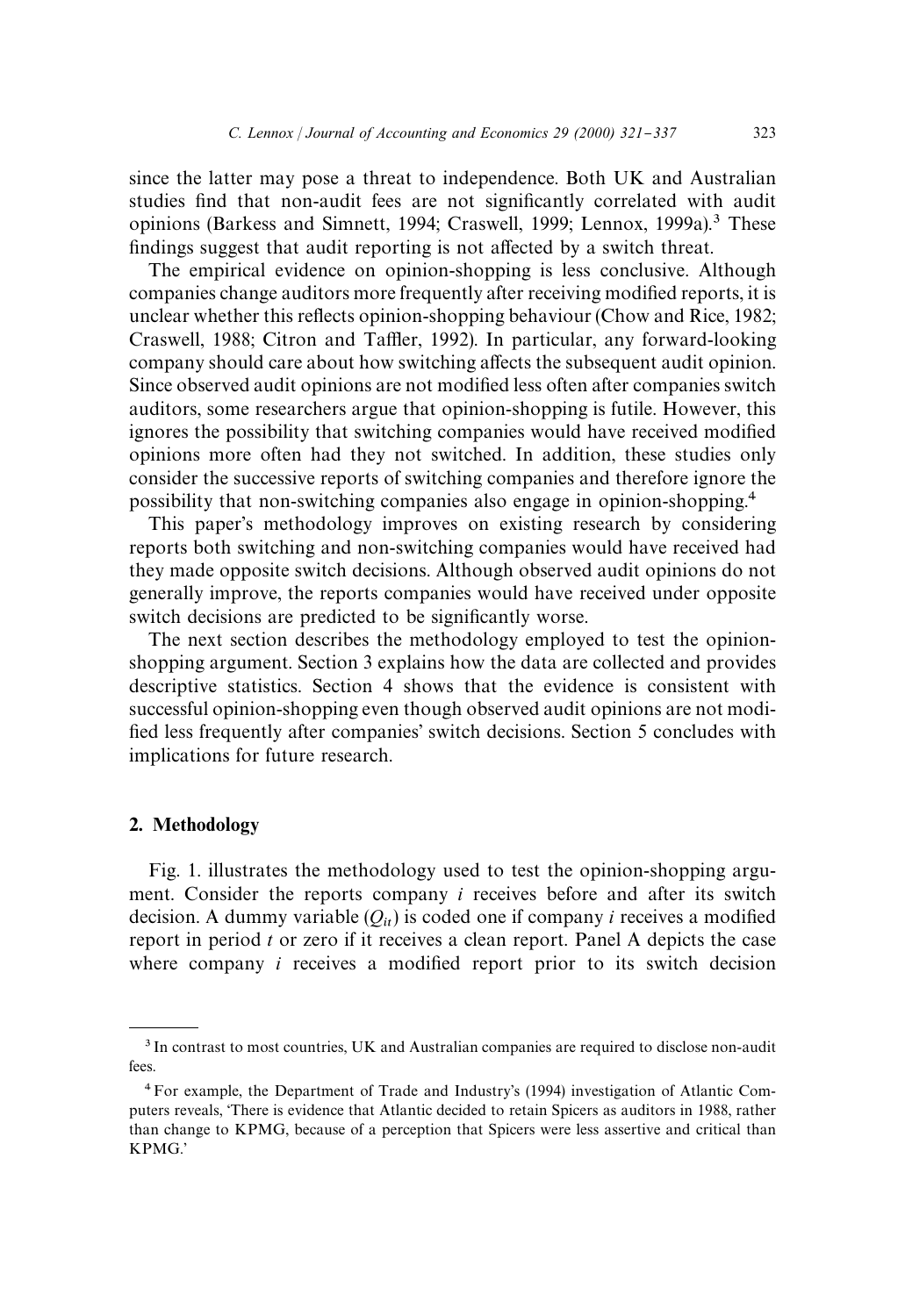since the latter may pose a threat to independence. Both UK and Australian studies find that non-audit fees are not significantly correlated with audit opinions (Barkess and Simnett, 1994; Craswell, 1999; Lennox, 1999a).[3] These findings suggest that audit reporting is not affected by a switch threat.

The empirical evidence on opinion-shopping is less conclusive. Although companies change auditors more frequently after receiving modified reports, it is unclear whether this reflects opinion-shopping behaviour (Chow and Rice, 1982; Craswell, 1988; Citron and Taffler, 1992). In particular, any forward-looking company should care about how switching affects the subsequent audit opinion. Since observed audit opinions are not modified less often after companies switch auditors, some researchers argue that opinion-shopping is futile. However, this ignores the possibility that switching companies would have received modified opinions more often had they not switched. In addition, these studies only consider the successive reports of switching companies and therefore ignore the possibility that non-switching companies also engage in opinion-shopping.[4]

This paper's methodology improves on existing research by considering reports both switching and non-switching companies would have received had they made opposite switch decisions. Although observed audit opinions do not generally improve, the reports companies would have received under opposite switch decisions are predicted to be significantly worse.

The next section describes the methodology employed to test the opinion-shopping argument. Section 3 explains how the data are collected and provides descriptive statistics. Section 4 shows that the evidence is consistent with successful opinion-shopping even though observed audit opinions are not modified less frequently after companies' switch decisions. Section 5 concludes with implications for future research.

## 2. Methodology

Fig. 1. illustrates the methodology used to test the opinion-shopping argument. Consider the reports company $i$ receives before and after its switch decision. A dummy variable ($Q_{it}$) is coded one if company $i$ receives a modified report in period $t$ or zero if it receives a clean report. Panel A depicts the case where company $i$ receives a modified report prior to its switch decision

---

[3] In contrast to most countries, UK and Australian companies are required to disclose non-audit fees.

[4] For example, the Department of Trade and Industry's (1994) investigation of Atlantic Computers reveals, 'There is evidence that Atlantic decided to retain Spicers as auditors in 1988, rather than change to KPMG, because of a perception that Spicers were less assertive and critical than KPMG.'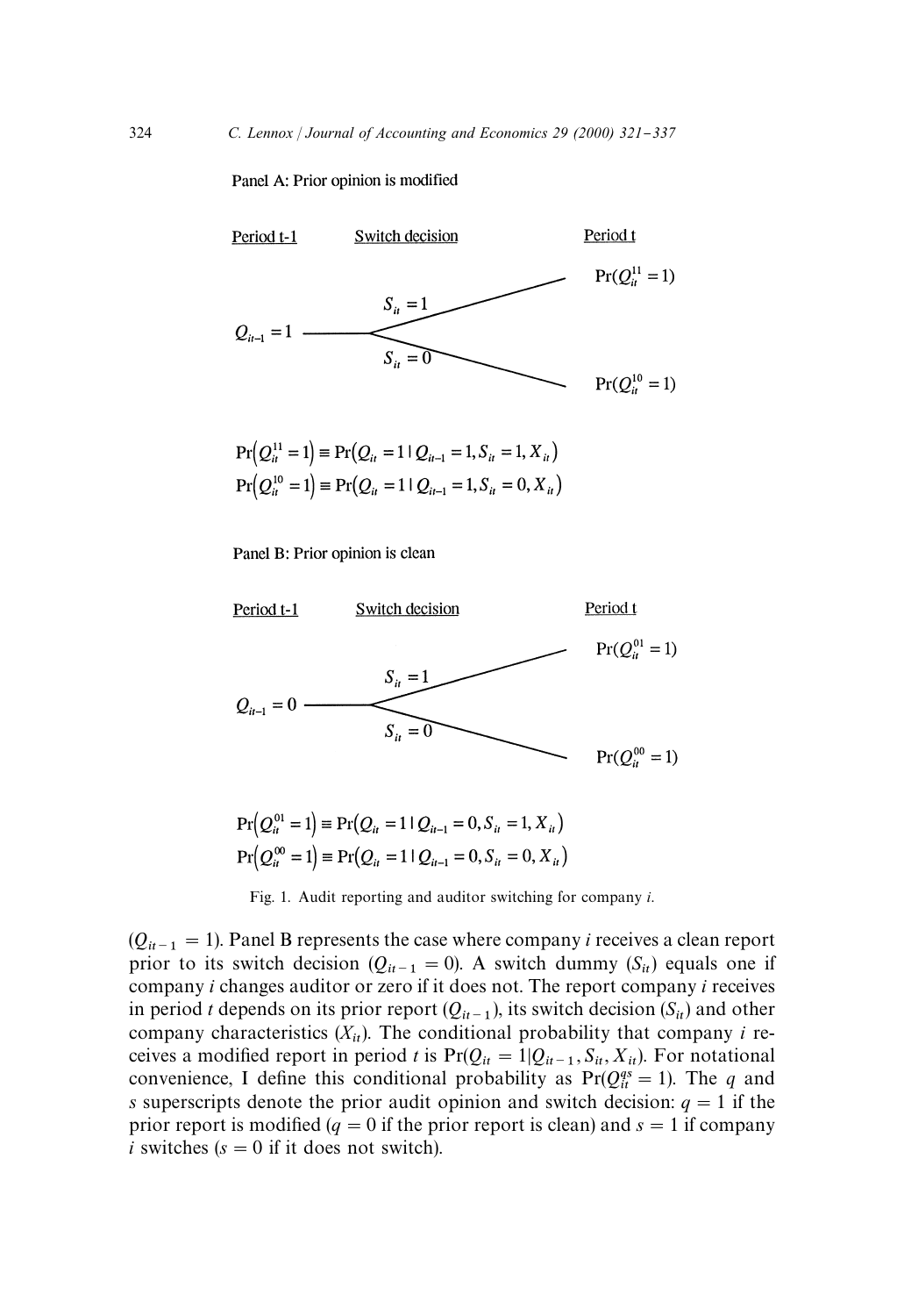Panel A: Prior opinion is modified

Period t-1 — Switch decision — Period t

$Q_{it-1} = 1$

$S_{it} = 1$ → $\Pr(Q_{it}^{11} = 1)$

$S_{it} = 0$ → $\Pr(Q_{it}^{10} = 1)$

$$\Pr(Q_{it}^{11} = 1) \equiv \Pr(Q_{it} = 1 \mid Q_{it-1} = 1, S_{it} = 1, X_{it})$$
$$\Pr(Q_{it}^{10} = 1) \equiv \Pr(Q_{it} = 1 \mid Q_{it-1} = 1, S_{it} = 0, X_{it})$$

Panel B: Prior opinion is clean

Period t-1 — Switch decision — Period t

$Q_{it-1} = 0$

$S_{it} = 1$ → $\Pr(Q_{it}^{01} = 1)$

$S_{it} = 0$ → $\Pr(Q_{it}^{00} = 1)$

$$\Pr(Q_{it}^{01} = 1) \equiv \Pr(Q_{it} = 1 \mid Q_{it-1} = 0, S_{it} = 1, X_{it})$$
$$\Pr(Q_{it}^{00} = 1) \equiv \Pr(Q_{it} = 1 \mid Q_{it-1} = 0, S_{it} = 0, X_{it})$$

Fig. 1. Audit reporting and auditor switching for company *i*.

($Q_{it-1} = 1$). Panel B represents the case where company *i* receives a clean report prior to its switch decision ($Q_{it-1} = 0$). A switch dummy ($S_{it}$) equals one if company *i* changes auditor or zero if it does not. The report company *i* receives in period *t* depends on its prior report ($Q_{it-1}$), its switch decision ($S_{it}$) and other company characteristics ($X_{it}$). The conditional probability that company *i* receives a modified report in period *t* is $\Pr(Q_{it} = 1 | Q_{it-1}, S_{it}, X_{it})$. For notational convenience, I define this conditional probability as $\Pr(Q_{it}^{qs} = 1)$. The *q* and *s* superscripts denote the prior audit opinion and switch decision: $q = 1$ if the prior report is modified ($q = 0$ if the prior report is clean) and $s = 1$ if company *i* switches ($s = 0$ if it does not switch).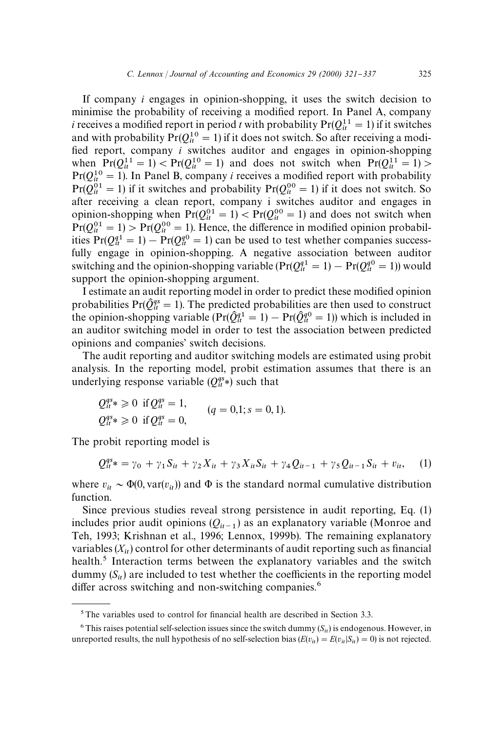If company $i$ engages in opinion-shopping, it uses the switch decision to minimise the probability of receiving a modified report. In Panel A, company $i$ receives a modified report in period $t$ with probability $\Pr(Q_{it}^{11} = 1)$ if it switches and with probability $\Pr(Q_{it}^{10} = 1)$ if it does not switch. So after receiving a modified report, company $i$ switches auditor and engages in opinion-shopping when $\Pr(Q_{it}^{11} = 1) < \Pr(Q_{it}^{10} = 1)$ and does not switch when $\Pr(Q_{it}^{11} = 1) > \Pr(Q_{it}^{10} = 1)$. In Panel B, company $i$ receives a modified report with probability $\Pr(Q_{it}^{01} = 1)$ if it switches and probability $\Pr(Q_{it}^{00} = 1)$ if it does not switch. So after receiving a clean report, company i switches auditor and engages in opinion-shopping when $\Pr(Q_{it}^{01} = 1) < \Pr(Q_{it}^{00} = 1)$ and does not switch when $\Pr(Q_{it}^{01} = 1) > \Pr(Q_{it}^{00} = 1)$. Hence, the difference in modified opinion probabilities $\Pr(Q_{it}^{q1} = 1) - \Pr(Q_{it}^{q0} = 1)$ can be used to test whether companies successfully engage in opinion-shopping. A negative association between auditor switching and the opinion-shopping variable $(\Pr(Q_{it}^{q1} = 1) - \Pr(Q_{it}^{q0} = 1))$ would support the opinion-shopping argument.

I estimate an audit reporting model in order to predict these modified opinion probabilities $\Pr(\hat{Q}_{it}^{qs} = 1)$. The predicted probabilities are then used to construct the opinion-shopping variable $(\Pr(\hat{Q}_{it}^{q1} = 1) - \Pr(\hat{Q}_{it}^{q0} = 1))$ which is included in an auditor switching model in order to test the association between predicted opinions and companies' switch decisions.

The audit reporting and auditor switching models are estimated using probit analysis. In the reporting model, probit estimation assumes that there is an underlying response variable $(Q_{it}^{qs}*)$ such that

$$
\begin{aligned}
&Q_{it}^{qs}* \geqslant 0 \ \text{ if } Q_{it}^{qs} = 1, \\
&Q_{it}^{qs}* \geqslant 0 \ \text{ if } Q_{it}^{qs} = 0,
\end{aligned}
\qquad (q = 0,1; s = 0,1).
$$

The probit reporting model is

$$
Q_{it}^{qs}* = \gamma_0 + \gamma_1 S_{it} + \gamma_2 X_{it} + \gamma_3 X_{it} S_{it} + \gamma_4 Q_{it-1} + \gamma_5 Q_{it-1} S_{it} + v_{it}, \tag{1}
$$

where $v_{it} \sim \Phi(0, \text{var}(v_{it}))$ and $\Phi$ is the standard normal cumulative distribution function.

Since previous studies reveal strong persistence in audit reporting, Eq. (1) includes prior audit opinions $(Q_{it-1})$ as an explanatory variable (Monroe and Teh, 1993; Krishnan et al., 1996; Lennox, 1999b). The remaining explanatory variables $(X_{it})$ control for other determinants of audit reporting such as financial health.[5] Interaction terms between the explanatory variables and the switch dummy $(S_{it})$ are included to test whether the coefficients in the reporting model differ across switching and non-switching companies.[6]

---

[5] The variables used to control for financial health are described in Section 3.3.

[6] This raises potential self-selection issues since the switch dummy $(S_{it})$ is endogenous. However, in unreported results, the null hypothesis of no self-selection bias $(E(v_{it}) = E(v_{it}|S_{it}) = 0)$ is not rejected.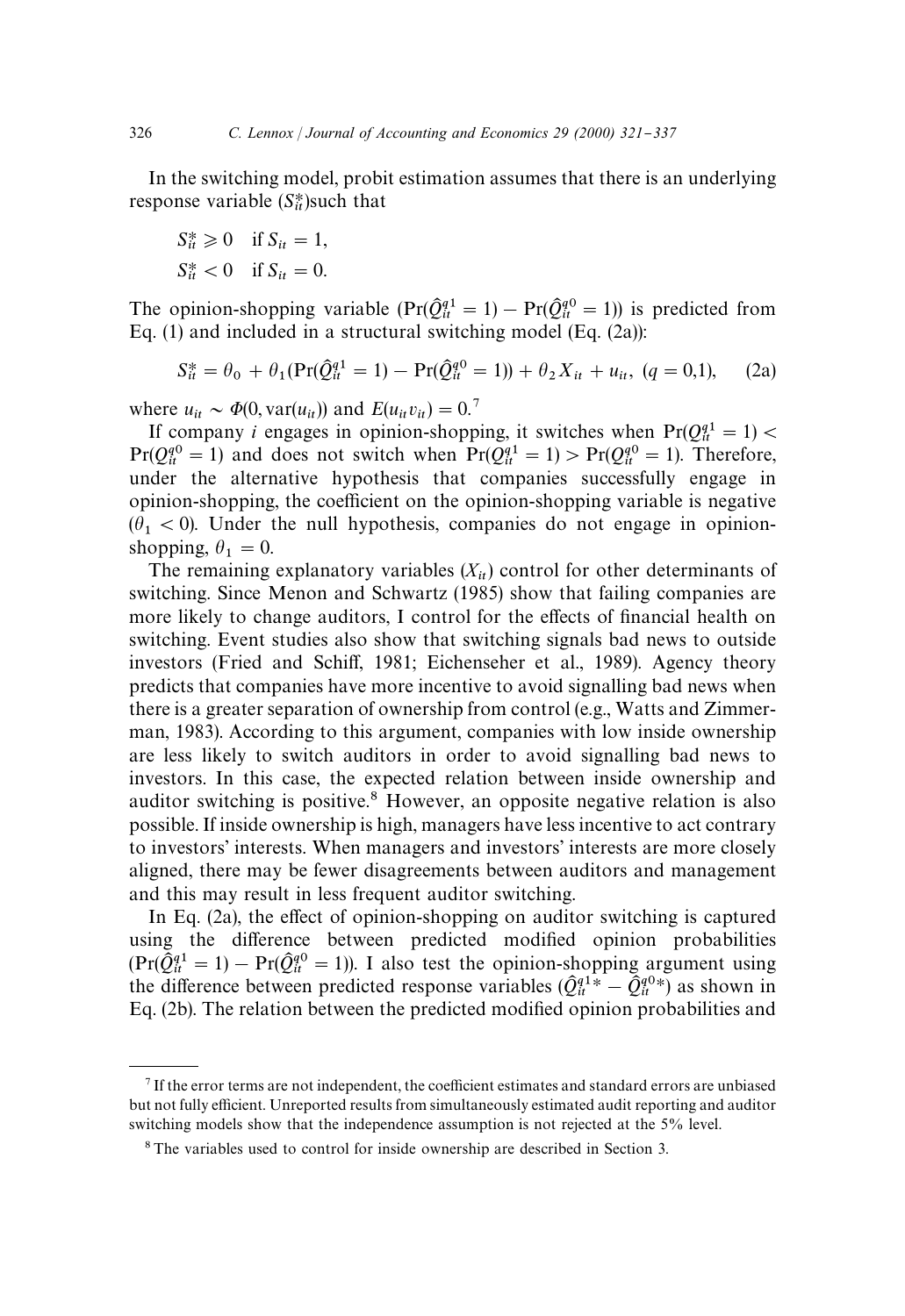In the switching model, probit estimation assumes that there is an underlying response variable ($S^*_{it}$)such that

$$S^*_{it} \geqslant 0 \quad \text{if } S_{it} = 1,$$
$$S^*_{it} < 0 \quad \text{if } S_{it} = 0.$$

The opinion-shopping variable $(\Pr(\hat{Q}^{q1}_{it} = 1) - \Pr(\hat{Q}^{q0}_{it} = 1))$ is predicted from Eq. (1) and included in a structural switching model (Eq. (2a)):

$$S^*_{it} = \theta_0 + \theta_1(\Pr(\hat{Q}^{q1}_{it} = 1) - \Pr(\hat{Q}^{q0}_{it} = 1)) + \theta_2 X_{it} + u_{it}, \ (q = 0{,}1), \quad \text{(2a)}$$

where $u_{it} \sim \Phi(0, \text{var}(u_{it}))$ and $E(u_{it} v_{it}) = 0$.[7]

If company $i$ engages in opinion-shopping, it switches when $\Pr(Q^{q1}_{it} = 1) < \Pr(Q^{q0}_{it} = 1)$ and does not switch when $\Pr(Q^{q1}_{it} = 1) > \Pr(Q^{q0}_{it} = 1)$. Therefore, under the alternative hypothesis that companies successfully engage in opinion-shopping, the coefficient on the opinion-shopping variable is negative ($\theta_1 < 0$). Under the null hypothesis, companies do not engage in opinion-shopping, $\theta_1 = 0$.

The remaining explanatory variables ($X_{it}$) control for other determinants of switching. Since Menon and Schwartz (1985) show that failing companies are more likely to change auditors, I control for the effects of financial health on switching. Event studies also show that switching signals bad news to outside investors (Fried and Schiff, 1981; Eichenseher et al., 1989). Agency theory predicts that companies have more incentive to avoid signalling bad news when there is a greater separation of ownership from control (e.g., Watts and Zimmerman, 1983). According to this argument, companies with low inside ownership are less likely to switch auditors in order to avoid signalling bad news to investors. In this case, the expected relation between inside ownership and auditor switching is positive.[8] However, an opposite negative relation is also possible. If inside ownership is high, managers have less incentive to act contrary to investors' interests. When managers and investors' interests are more closely aligned, there may be fewer disagreements between auditors and management and this may result in less frequent auditor switching.

In Eq. (2a), the effect of opinion-shopping on auditor switching is captured using the difference between predicted modified opinion probabilities $(\Pr(\hat{Q}^{q1}_{it} = 1) - \Pr(\hat{Q}^{q0}_{it} = 1))$. I also test the opinion-shopping argument using the difference between predicted response variables $(\hat{Q}^{q1*}_{it} - \hat{Q}^{q0*}_{it})$ as shown in Eq. (2b). The relation between the predicted modified opinion probabilities and

---

[7] If the error terms are not independent, the coefficient estimates and standard errors are unbiased but not fully efficient. Unreported results from simultaneously estimated audit reporting and auditor switching models show that the independence assumption is not rejected at the 5% level.

[8] The variables used to control for inside ownership are described in Section 3.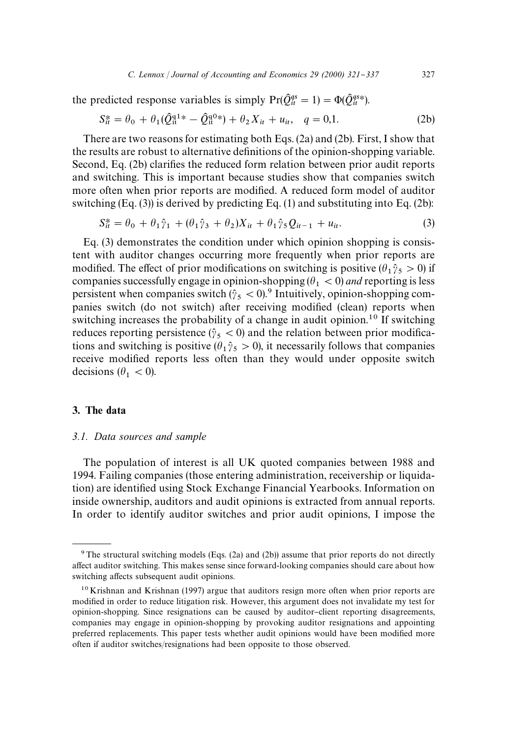the predicted response variables is simply $\Pr(\hat{Q}_{it}^{qs} = 1) = \Phi(\hat{Q}_{it}^{qs*})$.

$$S_{it}^{*} = \theta_0 + \theta_1(\hat{Q}_{it}^{q1*} - \hat{Q}_{it}^{q0*}) + \theta_2 X_{it} + u_{it}, \quad q = 0{,}1. \tag{2b}$$

There are two reasons for estimating both Eqs. (2a) and (2b). First, I show that the results are robust to alternative definitions of the opinion-shopping variable. Second, Eq. (2b) clarifies the reduced form relation between prior audit reports and switching. This is important because studies show that companies switch more often when prior reports are modified. A reduced form model of auditor switching (Eq. (3)) is derived by predicting Eq. (1) and substituting into Eq. (2b):

$$S_{it}^{*} = \theta_0 + \theta_1\hat{\gamma}_1 + (\theta_1\hat{\gamma}_3 + \theta_2)X_{it} + \theta_1\hat{\gamma}_5 Q_{it-1} + u_{it}. \tag{3}$$

Eq. (3) demonstrates the condition under which opinion shopping is consistent with auditor changes occurring more frequently when prior reports are modified. The effect of prior modifications on switching is positive ($\theta_1\hat{\gamma}_5 > 0$) if companies successfully engage in opinion-shopping ($\theta_1 < 0$) *and* reporting is less persistent when companies switch ($\hat{\gamma}_5 < 0$).[9] Intuitively, opinion-shopping companies switch (do not switch) after receiving modified (clean) reports when switching increases the probability of a change in audit opinion.[10] If switching reduces reporting persistence ($\hat{\gamma}_5 < 0$) and the relation between prior modifications and switching is positive ($\theta_1\hat{\gamma}_5 > 0$), it necessarily follows that companies receive modified reports less often than they would under opposite switch decisions ($\theta_1 < 0$).

## 3. The data

### 3.1. Data sources and sample

The population of interest is all UK quoted companies between 1988 and 1994. Failing companies (those entering administration, receivership or liquidation) are identified using Stock Exchange Financial Yearbooks. Information on inside ownership, auditors and audit opinions is extracted from annual reports. In order to identify auditor switches and prior audit opinions, I impose the

---

[9] The structural switching models (Eqs. (2a) and (2b)) assume that prior reports do not directly affect auditor switching. This makes sense since forward-looking companies should care about how switching affects subsequent audit opinions.

[10] Krishnan and Krishnan (1997) argue that auditors resign more often when prior reports are modified in order to reduce litigation risk. However, this argument does not invalidate my test for opinion-shopping. Since resignations can be caused by auditor–client reporting disagreements, companies may engage in opinion-shopping by provoking auditor resignations and appointing preferred replacements. This paper tests whether audit opinions would have been modified more often if auditor switches/resignations had been opposite to those observed.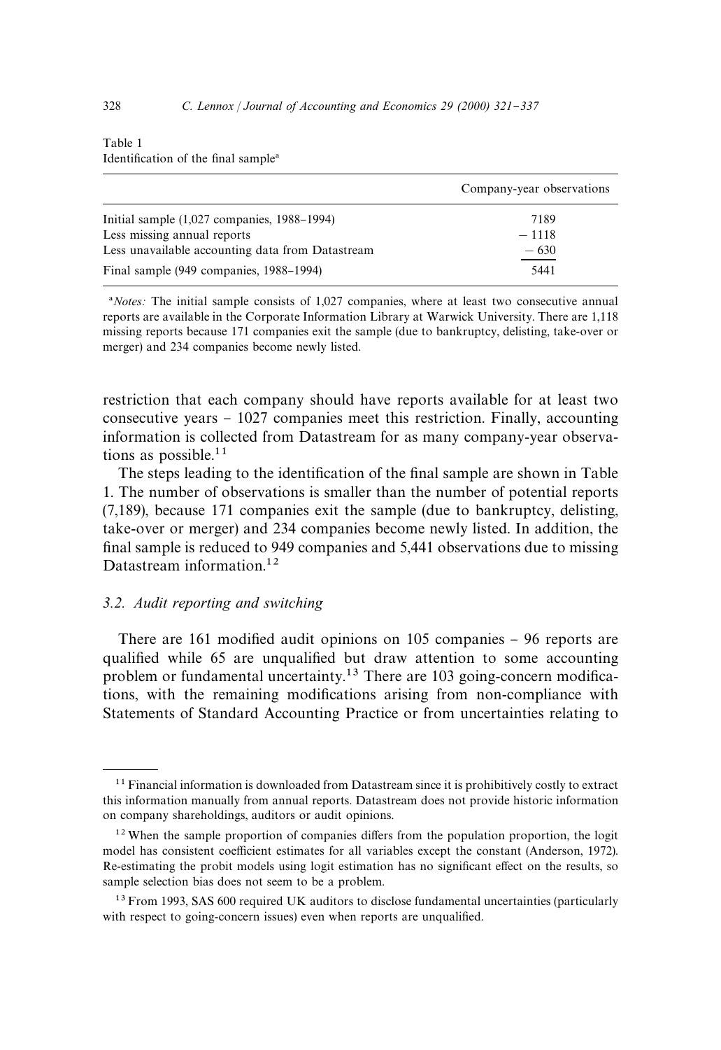Table 1
Identification of the final sample[a]

| | Company-year observations |
|---|---|
| Initial sample (1,027 companies, 1988–1994) | 7189 |
| Less missing annual reports | − 1118 |
| Less unavailable accounting data from Datastream | − 630 |
| Final sample (949 companies, 1988–1994) | 5441 |

[a]*Notes:* The initial sample consists of 1,027 companies, where at least two consecutive annual reports are available in the Corporate Information Library at Warwick University. There are 1,118 missing reports because 171 companies exit the sample (due to bankruptcy, delisting, take-over or merger) and 234 companies become newly listed.

restriction that each company should have reports available for at least two consecutive years – 1027 companies meet this restriction. Finally, accounting information is collected from Datastream for as many company-year observations as possible.[11]

The steps leading to the identification of the final sample are shown in Table 1. The number of observations is smaller than the number of potential reports (7,189), because 171 companies exit the sample (due to bankruptcy, delisting, take-over or merger) and 234 companies become newly listed. In addition, the final sample is reduced to 949 companies and 5,441 observations due to missing Datastream information.[12]

### 3.2. Audit reporting and switching

There are 161 modified audit opinions on 105 companies – 96 reports are qualified while 65 are unqualified but draw attention to some accounting problem or fundamental uncertainty.[13] There are 103 going-concern modifications, with the remaining modifications arising from non-compliance with Statements of Standard Accounting Practice or from uncertainties relating to

[11] Financial information is downloaded from Datastream since it is prohibitively costly to extract this information manually from annual reports. Datastream does not provide historic information on company shareholdings, auditors or audit opinions.

[12] When the sample proportion of companies differs from the population proportion, the logit model has consistent coefficient estimates for all variables except the constant (Anderson, 1972). Re-estimating the probit models using logit estimation has no significant effect on the results, so sample selection bias does not seem to be a problem.

[13] From 1993, SAS 600 required UK auditors to disclose fundamental uncertainties (particularly with respect to going-concern issues) even when reports are unqualified.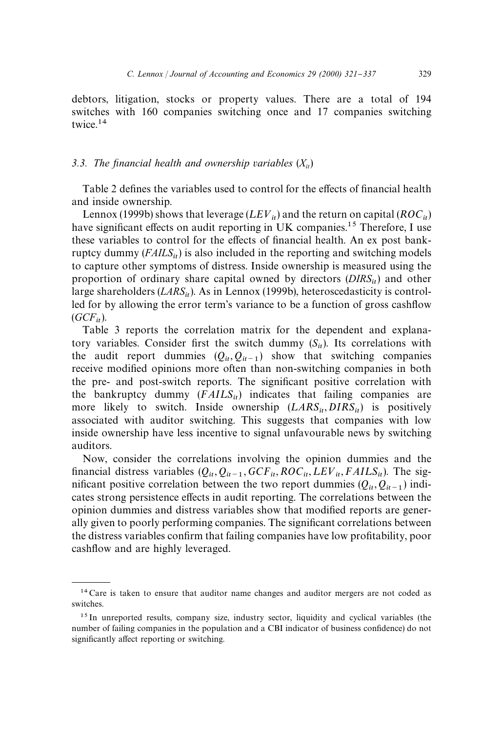debtors, litigation, stocks or property values. There are a total of 194 switches with 160 companies switching once and 17 companies switching twice.[14]

### 3.3. The financial health and ownership variables ($X_{it}$)

Table 2 defines the variables used to control for the effects of financial health and inside ownership.

Lennox (1999b) shows that leverage ($LEV_{it}$) and the return on capital ($ROC_{it}$) have significant effects on audit reporting in UK companies.[15] Therefore, I use these variables to control for the effects of financial health. An ex post bankruptcy dummy ($FAILS_{it}$) is also included in the reporting and switching models to capture other symptoms of distress. Inside ownership is measured using the proportion of ordinary share capital owned by directors ($DIRS_{it}$) and other large shareholders ($LARS_{it}$). As in Lennox (1999b), heteroscedasticity is controlled for by allowing the error term's variance to be a function of gross cashflow ($GCF_{it}$).

Table 3 reports the correlation matrix for the dependent and explanatory variables. Consider first the switch dummy ($S_{it}$). Its correlations with the audit report dummies ($Q_{it}, Q_{it-1}$) show that switching companies receive modified opinions more often than non-switching companies in both the pre- and post-switch reports. The significant positive correlation with the bankruptcy dummy ($FAILS_{it}$) indicates that failing companies are more likely to switch. Inside ownership ($LARS_{it}, DIRS_{it}$) is positively associated with auditor switching. This suggests that companies with low inside ownership have less incentive to signal unfavourable news by switching auditors.

Now, consider the correlations involving the opinion dummies and the financial distress variables ($Q_{it}, Q_{it-1}, GCF_{it}, ROC_{it}, LEV_{it}, FAILS_{it}$). The significant positive correlation between the two report dummies ($Q_{it}, Q_{it-1}$) indicates strong persistence effects in audit reporting. The correlations between the opinion dummies and distress variables show that modified reports are generally given to poorly performing companies. The significant correlations between the distress variables confirm that failing companies have low profitability, poor cashflow and are highly leveraged.

---

[14] Care is taken to ensure that auditor name changes and auditor mergers are not coded as switches.

[15] In unreported results, company size, industry sector, liquidity and cyclical variables (the number of failing companies in the population and a CBI indicator of business confidence) do not significantly affect reporting or switching.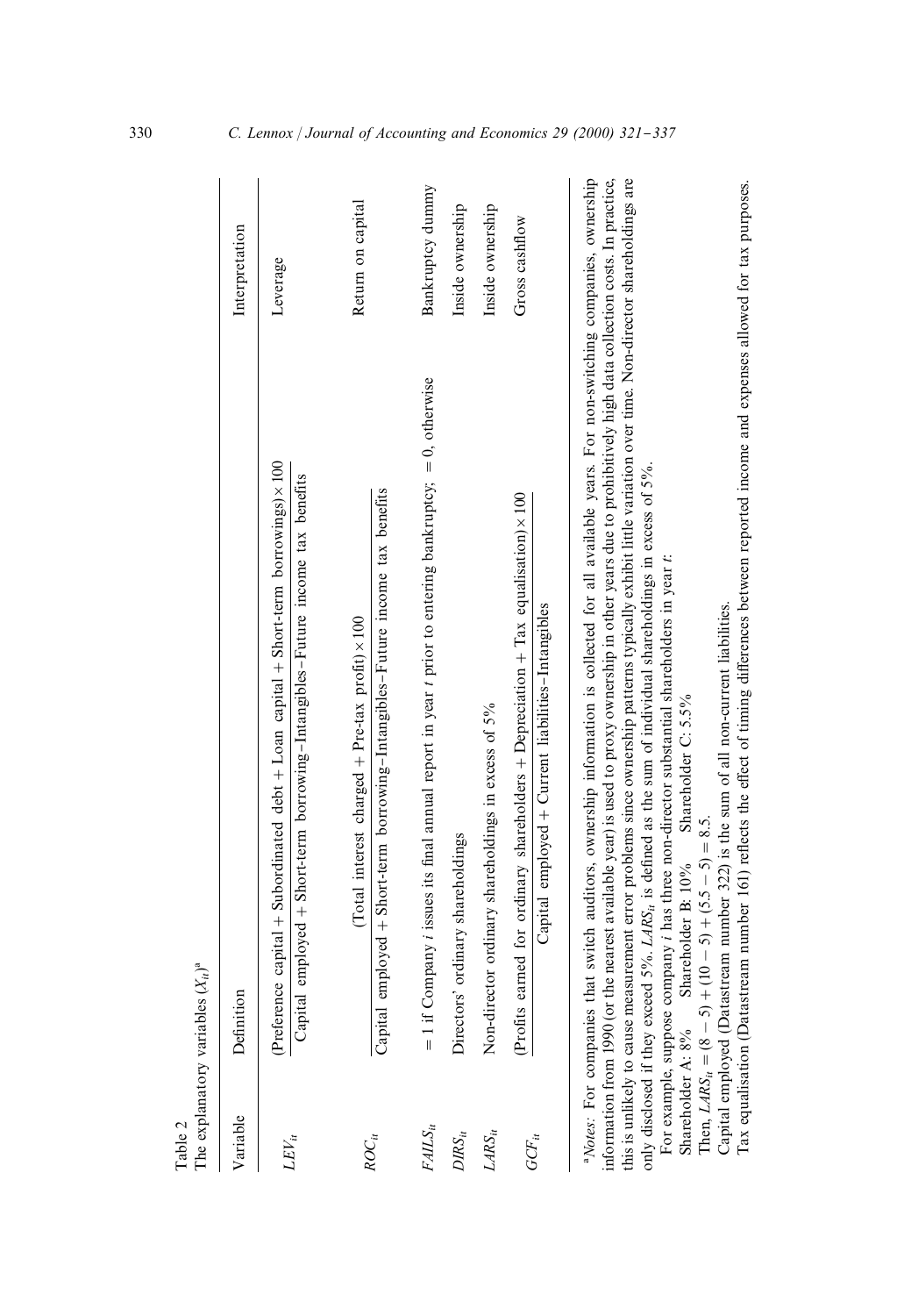Table 2
The explanatory variables ($X_{it}$)[a]

| Variable | Definition | Interpretation |
|---|---|---|
| $LEV_{it}$ | $\dfrac{(\text{Preference capital} + \text{Subordinated debt} + \text{Loan capital} + \text{Short-term borrowings}) \times 100}{\text{Capital employed} + \text{Short-term borrowing} - \text{Intangibles} - \text{Future income tax benefits}}$ | Leverage |
| $ROC_{it}$ | $\dfrac{(\text{Total interest charged} + \text{Pre-tax profit}) \times 100}{\text{Capital employed} + \text{Short-term borrowing} - \text{Intangibles} - \text{Future income tax benefits}}$ | Return on capital |
| $FAILS_{it}$ | = 1 if Company $i$ issues its final annual report in year $t$ prior to entering bankruptcy; = 0, otherwise | Bankruptcy dummy |
| $DIRS_{it}$ | Directors' ordinary shareholdings | Inside ownership |
| $LARS_{it}$ | Non-director ordinary shareholdings in excess of 5% | Inside ownership |
| $GCF_{it}$ | $\dfrac{(\text{Profits earned for ordinary shareholders} + \text{Depreciation} + \text{Tax equalisation}) \times 100}{\text{Capital employed} + \text{Current liabilities} - \text{Intangibles}}$ | Gross cashflow |

[a] *Notes*: For companies that switch auditors, ownership information is collected for all available years. For non-switching companies, ownership information from 1990 (or the nearest available year) is used to proxy ownership in other years due to prohibitively high data collection costs. In practice, this is unlikely to cause measurement error problems since ownership patterns typically exhibit little variation over time. Non-director shareholdings are only disclosed if they exceed 5%. $LARS_{it}$ is defined as the sum of individual shareholdings in excess of 5%.

For example, suppose company $i$ has three non-director substantial shareholders in year $t$:

Shareholder A: 8% Shareholder B: 10% Shareholder C: 5.5%

Then, $LARS_{it} = (8 - 5) + (10 - 5) + (5.5 - 5) = 8.5$.

Capital employed (Datastream number 322) is the sum of all non-current liabilities.

Tax equalisation (Datastream number 161) reflects the effect of timing differences between reported income and expenses allowed for tax purposes.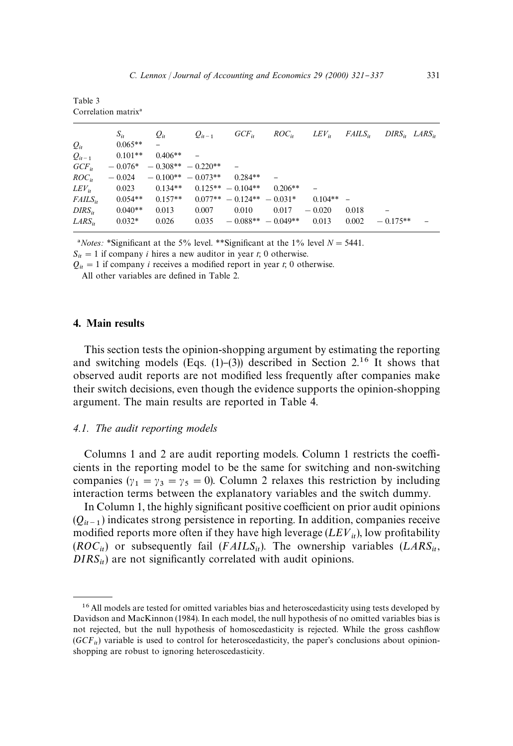Table 3
Correlation matrix[a]

| | $S_{it}$ | $Q_{it}$ | $Q_{it-1}$ | $GCF_{it}$ | $ROC_{it}$ | $LEV_{it}$ | $FAILS_{it}$ | $DIRS_{it}$ | $LARS_{it}$ |
|---|---|---|---|---|---|---|---|---|---|
| $Q_{it}$ | 0.065** | – | | | | | | | |
| $Q_{it-1}$ | 0.101** | 0.406** | – | | | | | | |
| $GCF_{it}$ | − 0.076* | − 0.308** | − 0.220** | – | | | | | |
| $ROC_{it}$ | − 0.024 | − 0.100** | − 0.073** | 0.284** | – | | | | |
| $LEV_{it}$ | 0.023 | 0.134** | 0.125** | − 0.104** | 0.206** | – | | | |
| $FAILS_{it}$ | 0.054** | 0.157** | 0.077** | − 0.124** | − 0.031* | 0.104** | – | | |
| $DIRS_{it}$ | 0.040** | 0.013 | 0.007 | 0.010 | 0.017 | − 0.020 | 0.018 | – | |
| $LARS_{it}$ | 0.032* | 0.026 | 0.035 | − 0.088** | − 0.049** | 0.013 | 0.002 | − 0.175** | – |

[a]*Notes:* *Significant at the 5% level. **Significant at the 1% level $N = 5441$.

$S_{it} = 1$ if company $i$ hires a new auditor in year $t$; 0 otherwise.

$Q_{it} = 1$ if company $i$ receives a modified report in year $t$; 0 otherwise.

All other variables are defined in Table 2.

## 4. Main results

This section tests the opinion-shopping argument by estimating the reporting and switching models (Eqs. (1)–(3)) described in Section 2.[16] It shows that observed audit reports are not modified less frequently after companies make their switch decisions, even though the evidence supports the opinion-shopping argument. The main results are reported in Table 4.

### 4.1. The audit reporting models

Columns 1 and 2 are audit reporting models. Column 1 restricts the coefficients in the reporting model to be the same for switching and non-switching companies ($\gamma_1 = \gamma_3 = \gamma_5 = 0$). Column 2 relaxes this restriction by including interaction terms between the explanatory variables and the switch dummy.

In Column 1, the highly significant positive coefficient on prior audit opinions ($Q_{it-1}$) indicates strong persistence in reporting. In addition, companies receive modified reports more often if they have high leverage ($LEV_{it}$), low profitability ($ROC_{it}$) or subsequently fail ($FAILS_{it}$). The ownership variables ($LARS_{it}$, $DIRS_{it}$) are not significantly correlated with audit opinions.

[16] All models are tested for omitted variables bias and heteroscedasticity using tests developed by Davidson and MacKinnon (1984). In each model, the null hypothesis of no omitted variables bias is not rejected, but the null hypothesis of homoscedasticity is rejected. While the gross cashflow ($GCF_{it}$) variable is used to control for heteroscedasticity, the paper's conclusions about opinion-shopping are robust to ignoring heteroscedasticity.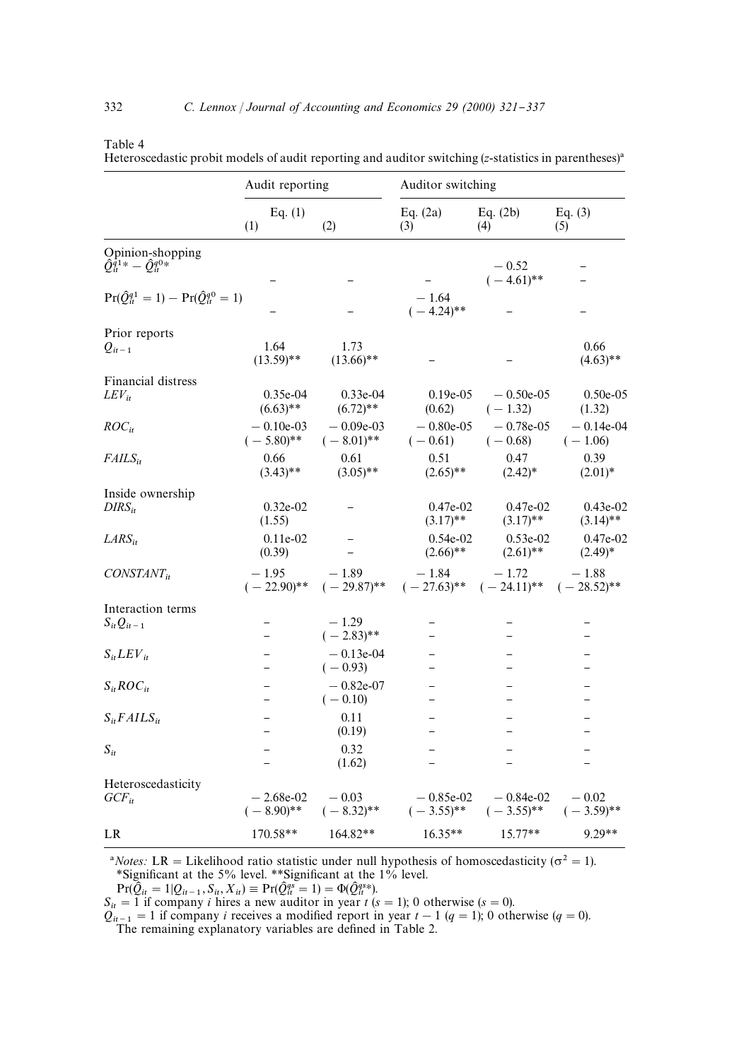Table 4
Heteroscedastic probit models of audit reporting and auditor switching (z-statistics in parentheses)[a]

| | Audit reporting | | Auditor switching | | |
|---|---|---|---|---|---|
| | Eq. (1) | | Eq. (2a) | Eq. (2b) | Eq. (3) |
| | (1) | (2) | (3) | (4) | (5) |
| *Opinion-shopping* | | | | | |
| $\hat{Q}_{it}^{q1*} - \hat{Q}_{it}^{q0*}$ | – | – | – | −0.52 | – |
| | – | – | – | (−4.61)** | – |
| $\Pr(\hat{Q}_{it}^{q1} = 1) - \Pr(\hat{Q}_{it}^{q0} = 1)$ | – | – | −1.64 | – | – |
| | – | – | (−4.24)** | – | – |
| *Prior reports* | | | | | |
| $Q_{it-1}$ | 1.64 | 1.73 | | | 0.66 |
| | (13.59)** | (13.66)** | – | – | (4.63)** |
| *Financial distress* | | | | | |
| $LEV_{it}$ | 0.35e-04 | 0.33e-04 | 0.19e-05 | −0.50e-05 | 0.50e-05 |
| | (6.63)** | (6.72)** | (0.62) | (−1.32) | (1.32) |
| $ROC_{it}$ | −0.10e-03 | −0.09e-03 | −0.80e-05 | −0.78e-05 | −0.14e-04 |
| | (−5.80)** | (−8.01)** | (−0.61) | (−0.68) | (−1.06) |
| $FAILS_{it}$ | 0.66 | 0.61 | 0.51 | 0.47 | 0.39 |
| | (3.43)** | (3.05)** | (2.65)** | (2.42)* | (2.01)* |
| *Inside ownership* | | | | | |
| $DIRS_{it}$ | 0.32e-02 | – | 0.47e-02 | 0.47e-02 | 0.43e-02 |
| | (1.55) | | (3.17)** | (3.17)** | (3.14)** |
| $LARS_{it}$ | 0.11e-02 | – | 0.54e-02 | 0.53e-02 | 0.47e-02 |
| | (0.39) | – | (2.66)** | (2.61)** | (2.49)* |
| $CONSTANT_{it}$ | −1.95 | −1.89 | −1.84 | −1.72 | −1.88 |
| | (−22.90)** | (−29.87)** | (−27.63)** | (−24.11)** | (−28.52)** |
| *Interaction terms* | | | | | |
| $S_{it}Q_{it-1}$ | – | −1.29 | – | – | – |
| | – | (−2.83)** | – | – | – |
| $S_{it}LEV_{it}$ | – | −0.13e-04 | – | – | – |
| | – | (−0.93) | – | – | – |
| $S_{it}ROC_{it}$ | – | −0.82e-07 | – | – | – |
| | – | (−0.10) | – | – | – |
| $S_{it}FAILS_{it}$ | – | 0.11 | – | – | – |
| | – | (0.19) | – | – | – |
| $S_{it}$ | – | 0.32 | – | – | – |
| | – | (1.62) | – | – | – |
| *Heteroscedasticity* | | | | | |
| $GCF_{it}$ | −2.68e-02 | −0.03 | −0.85e-02 | −0.84e-02 | −0.02 |
| | (−8.90)** | (−8.32)** | (−3.55)** | (−3.55)** | (−3.59)** |
| LR | 170.58** | 164.82** | 16.35** | 15.77** | 9.29** |

[a]*Notes:* LR = Likelihood ratio statistic under null hypothesis of homoscedasticity ($\sigma^2 = 1$).
*Significant at the 5% level. **Significant at the 1% level.
$\Pr(\hat{Q}_{it} = 1 | Q_{it-1}, S_{it}, X_{it}) \equiv \Pr(\hat{Q}_{it}^{qs} = 1) = \Phi(\hat{Q}_{it}^{qs*})$.
$S_{it} = 1$ if company $i$ hires a new auditor in year $t$ ($s = 1$); 0 otherwise ($s = 0$).
$Q_{it-1} = 1$ if company $i$ receives a modified report in year $t - 1$ ($q = 1$); 0 otherwise ($q = 0$).
The remaining explanatory variables are defined in Table 2.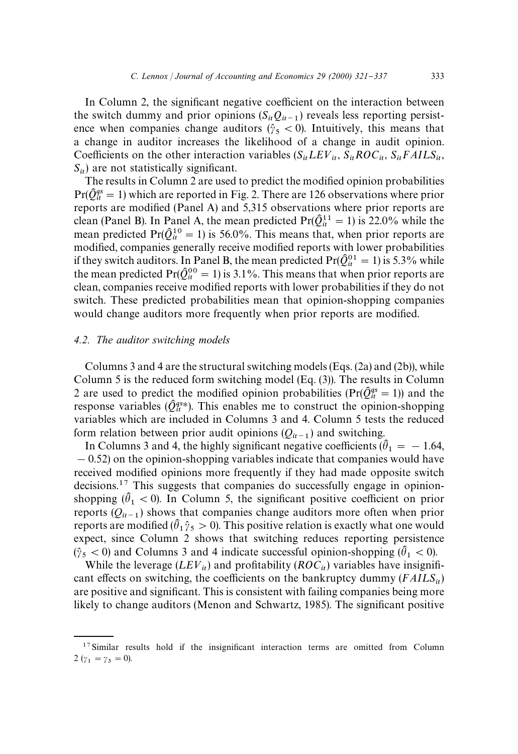In Column 2, the significant negative coefficient on the interaction between the switch dummy and prior opinions ($S_{it}Q_{it-1}$) reveals less reporting persistence when companies change auditors ($\hat{\gamma}_5 < 0$). Intuitively, this means that a change in auditor increases the likelihood of a change in audit opinion. Coefficients on the other interaction variables ($S_{it}LEV_{it}$, $S_{it}ROC_{it}$, $S_{it}FAILS_{it}$, $S_{it}$) are not statistically significant.

The results in Column 2 are used to predict the modified opinion probabilities $\Pr(\hat{Q}_{it}^{qs} = 1)$ which are reported in Fig. 2. There are 126 observations where prior reports are modified (Panel A) and 5,315 observations where prior reports are clean (Panel B). In Panel A, the mean predicted $\Pr(\hat{Q}_{it}^{11} = 1)$ is 22.0% while the mean predicted $\Pr(\hat{Q}_{it}^{10} = 1)$ is 56.0%. This means that, when prior reports are modified, companies generally receive modified reports with lower probabilities if they switch auditors. In Panel B, the mean predicted $\Pr(\hat{Q}_{it}^{01} = 1)$ is 5.3% while the mean predicted $\Pr(\hat{Q}_{it}^{00} = 1)$ is 3.1%. This means that when prior reports are clean, companies receive modified reports with lower probabilities if they do not switch. These predicted probabilities mean that opinion-shopping companies would change auditors more frequently when prior reports are modified.

### 4.2. The auditor switching models

Columns 3 and 4 are the structural switching models (Eqs. (2a) and (2b)), while Column 5 is the reduced form switching model (Eq. (3)). The results in Column 2 are used to predict the modified opinion probabilities ($\Pr(\hat{Q}_{it}^{qs} = 1)$) and the response variables ($\hat{Q}_{it}^{qs*}$). This enables me to construct the opinion-shopping variables which are included in Columns 3 and 4. Column 5 tests the reduced form relation between prior audit opinions ($Q_{it-1}$) and switching.

In Columns 3 and 4, the highly significant negative coefficients ($\hat{\theta}_1 = -1.64$, $-0.52$) on the opinion-shopping variables indicate that companies would have received modified opinions more frequently if they had made opposite switch decisions.[17] This suggests that companies do successfully engage in opinion-shopping ($\hat{\theta}_1 < 0$). In Column 5, the significant positive coefficient on prior reports ($Q_{it-1}$) shows that companies change auditors more often when prior reports are modified ($\hat{\theta}_1\hat{\gamma}_5 > 0$). This positive relation is exactly what one would expect, since Column 2 shows that switching reduces reporting persistence ($\hat{\gamma}_5 < 0$) and Columns 3 and 4 indicate successful opinion-shopping ($\hat{\theta}_1 < 0$).

While the leverage ($LEV_{it}$) and profitability ($ROC_{it}$) variables have insignificant effects on switching, the coefficients on the bankruptcy dummy ($FAILS_{it}$) are positive and significant. This is consistent with failing companies being more likely to change auditors (Menon and Schwartz, 1985). The significant positive

[17] Similar results hold if the insignificant interaction terms are omitted from Column 2 ($\gamma_1 = \gamma_3 = 0$).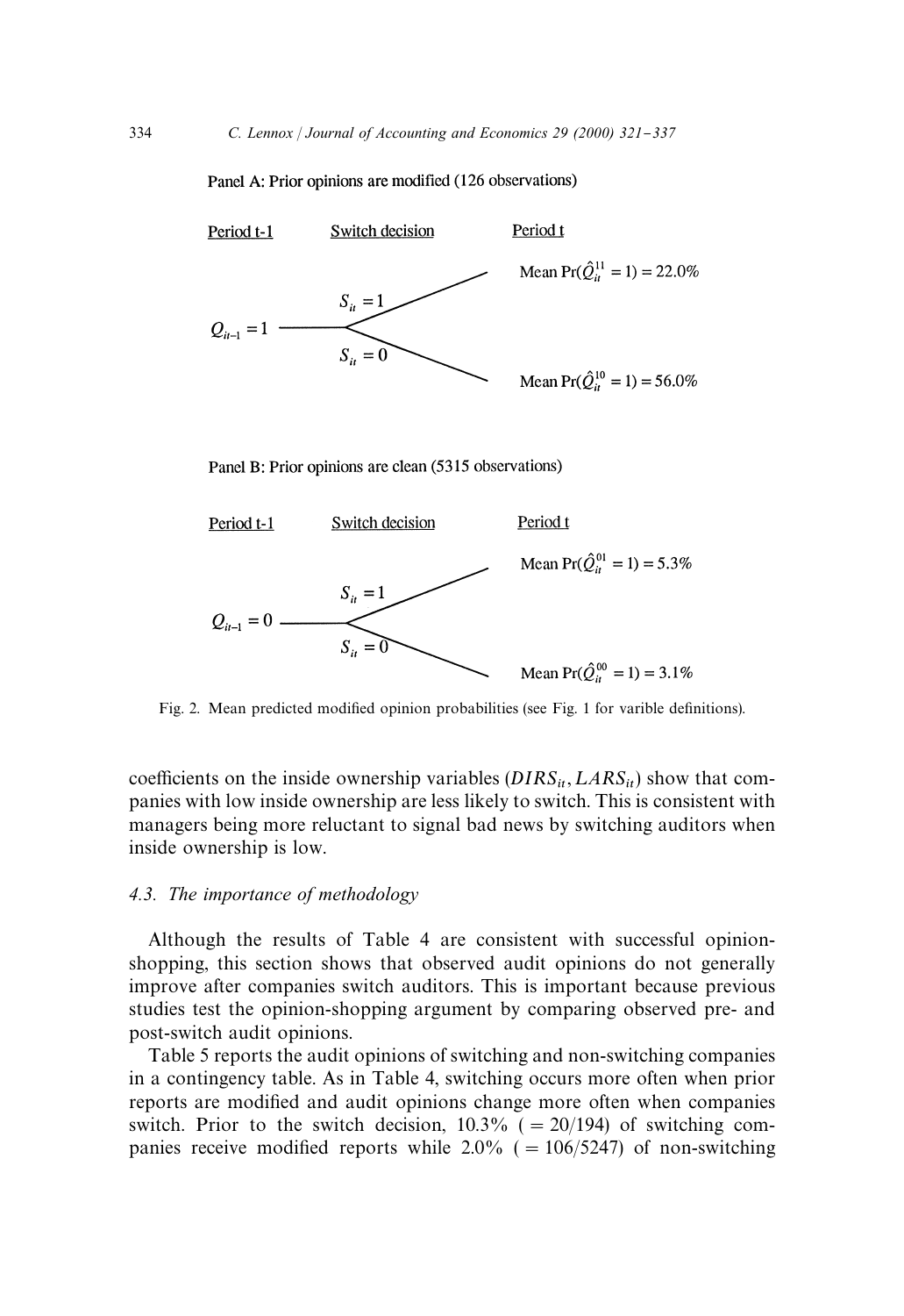Panel A: Prior opinions are modified (126 observations)

Period t-1 — Switch decision — Period t

$Q_{it-1} = 1$

- $S_{it} = 1$ → Mean $\Pr(\hat{Q}_{it}^{11} = 1) = 22.0\%$
- $S_{it} = 0$ → Mean $\Pr(\hat{Q}_{it}^{10} = 1) = 56.0\%$

Panel B: Prior opinions are clean (5315 observations)

Period t-1 — Switch decision — Period t

$Q_{it-1} = 0$

- $S_{it} = 1$ → Mean $\Pr(\hat{Q}_{it}^{01} = 1) = 5.3\%$
- $S_{it} = 0$ → Mean $\Pr(\hat{Q}_{it}^{00} = 1) = 3.1\%$

Fig. 2. Mean predicted modified opinion probabilities (see Fig. 1 for varible definitions).

coefficients on the inside ownership variables ($DIRS_{it}, LARS_{it}$) show that companies with low inside ownership are less likely to switch. This is consistent with managers being more reluctant to signal bad news by switching auditors when inside ownership is low.

### *4.3. The importance of methodology*

Although the results of Table 4 are consistent with successful opinion-shopping, this section shows that observed audit opinions do not generally improve after companies switch auditors. This is important because previous studies test the opinion-shopping argument by comparing observed pre- and post-switch audit opinions.

Table 5 reports the audit opinions of switching and non-switching companies in a contingency table. As in Table 4, switching occurs more often when prior reports are modified and audit opinions change more often when companies switch. Prior to the switch decision, 10.3% ( = 20/194) of switching companies receive modified reports while 2.0% ( = 106/5247) of non-switching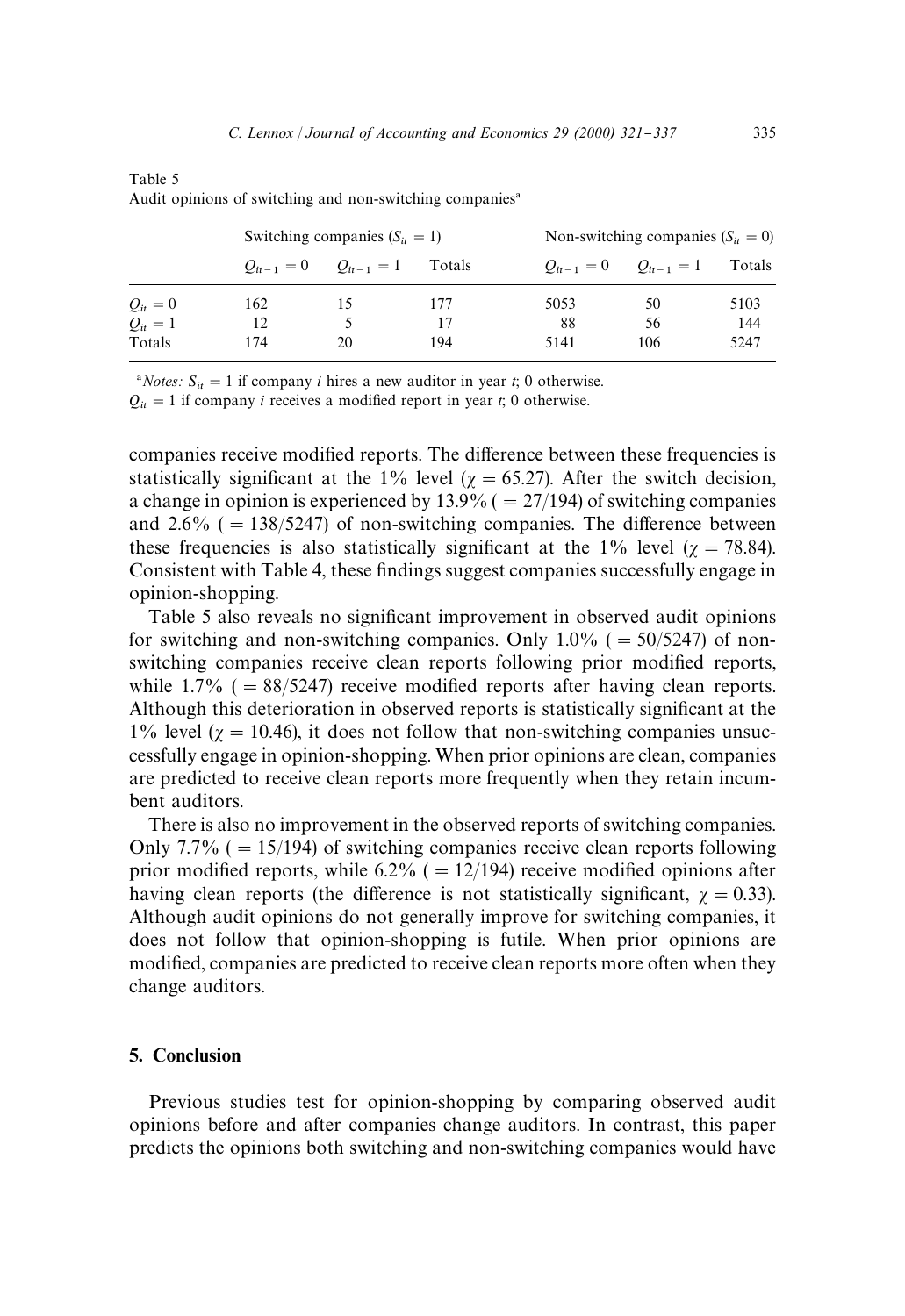Table 5
Audit opinions of switching and non-switching companies[a]

| | Switching companies ($S_{it} = 1$) | | | Non-switching companies ($S_{it} = 0$) | | |
|---|---|---|---|---|---|---|
| | $Q_{it-1} = 0$ | $Q_{it-1} = 1$ | Totals | $Q_{it-1} = 0$ | $Q_{it-1} = 1$ | Totals |
| $Q_{it} = 0$ | 162 | 15 | 177 | 5053 | 50 | 5103 |
| $Q_{it} = 1$ | 12 | 5 | 17 | 88 | 56 | 144 |
| Totals | 174 | 20 | 194 | 5141 | 106 | 5247 |

[a]*Notes:* $S_{it} = 1$ if company $i$ hires a new auditor in year $t$; 0 otherwise.
$Q_{it} = 1$ if company $i$ receives a modified report in year $t$; 0 otherwise.

companies receive modified reports. The difference between these frequencies is statistically significant at the 1% level ($\chi = 65.27$). After the switch decision, a change in opinion is experienced by 13.9% ( = 27/194) of switching companies and 2.6% ( = 138/5247) of non-switching companies. The difference between these frequencies is also statistically significant at the 1% level ($\chi = 78.84$). Consistent with Table 4, these findings suggest companies successfully engage in opinion-shopping.

Table 5 also reveals no significant improvement in observed audit opinions for switching and non-switching companies. Only 1.0% ( = 50/5247) of non-switching companies receive clean reports following prior modified reports, while 1.7% ( = 88/5247) receive modified reports after having clean reports. Although this deterioration in observed reports is statistically significant at the 1% level ($\chi = 10.46$), it does not follow that non-switching companies unsuccessfully engage in opinion-shopping. When prior opinions are clean, companies are predicted to receive clean reports more frequently when they retain incumbent auditors.

There is also no improvement in the observed reports of switching companies. Only 7.7% ( = 15/194) of switching companies receive clean reports following prior modified reports, while 6.2% ( = 12/194) receive modified opinions after having clean reports (the difference is not statistically significant, $\chi = 0.33$). Although audit opinions do not generally improve for switching companies, it does not follow that opinion-shopping is futile. When prior opinions are modified, companies are predicted to receive clean reports more often when they change auditors.

## 5. Conclusion

Previous studies test for opinion-shopping by comparing observed audit opinions before and after companies change auditors. In contrast, this paper predicts the opinions both switching and non-switching companies would have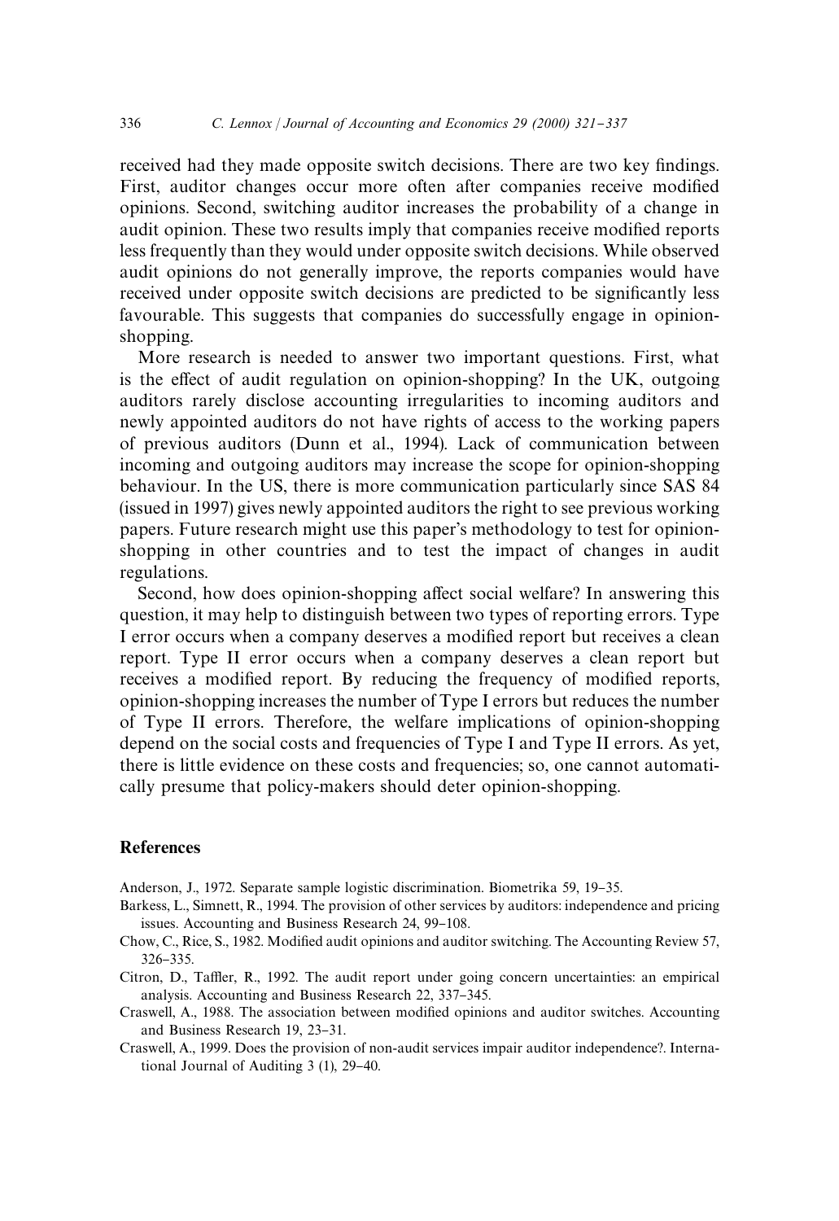received had they made opposite switch decisions. There are two key findings. First, auditor changes occur more often after companies receive modified opinions. Second, switching auditor increases the probability of a change in audit opinion. These two results imply that companies receive modified reports less frequently than they would under opposite switch decisions. While observed audit opinions do not generally improve, the reports companies would have received under opposite switch decisions are predicted to be significantly less favourable. This suggests that companies do successfully engage in opinion-shopping.

More research is needed to answer two important questions. First, what is the effect of audit regulation on opinion-shopping? In the UK, outgoing auditors rarely disclose accounting irregularities to incoming auditors and newly appointed auditors do not have rights of access to the working papers of previous auditors (Dunn et al., 1994). Lack of communication between incoming and outgoing auditors may increase the scope for opinion-shopping behaviour. In the US, there is more communication particularly since SAS 84 (issued in 1997) gives newly appointed auditors the right to see previous working papers. Future research might use this paper's methodology to test for opinion-shopping in other countries and to test the impact of changes in audit regulations.

Second, how does opinion-shopping affect social welfare? In answering this question, it may help to distinguish between two types of reporting errors. Type I error occurs when a company deserves a modified report but receives a clean report. Type II error occurs when a company deserves a clean report but receives a modified report. By reducing the frequency of modified reports, opinion-shopping increases the number of Type I errors but reduces the number of Type II errors. Therefore, the welfare implications of opinion-shopping depend on the social costs and frequencies of Type I and Type II errors. As yet, there is little evidence on these costs and frequencies; so, one cannot automatically presume that policy-makers should deter opinion-shopping.

## References

Anderson, J., 1972. Separate sample logistic discrimination. Biometrika 59, 19–35.

Barkess, L., Simnett, R., 1994. The provision of other services by auditors: independence and pricing issues. Accounting and Business Research 24, 99–108.

Chow, C., Rice, S., 1982. Modified audit opinions and auditor switching. The Accounting Review 57, 326–335.

Citron, D., Taffler, R., 1992. The audit report under going concern uncertainties: an empirical analysis. Accounting and Business Research 22, 337–345.

Craswell, A., 1988. The association between modified opinions and auditor switches. Accounting and Business Research 19, 23–31.

Craswell, A., 1999. Does the provision of non-audit services impair auditor independence?. International Journal of Auditing 3 (1), 29–40.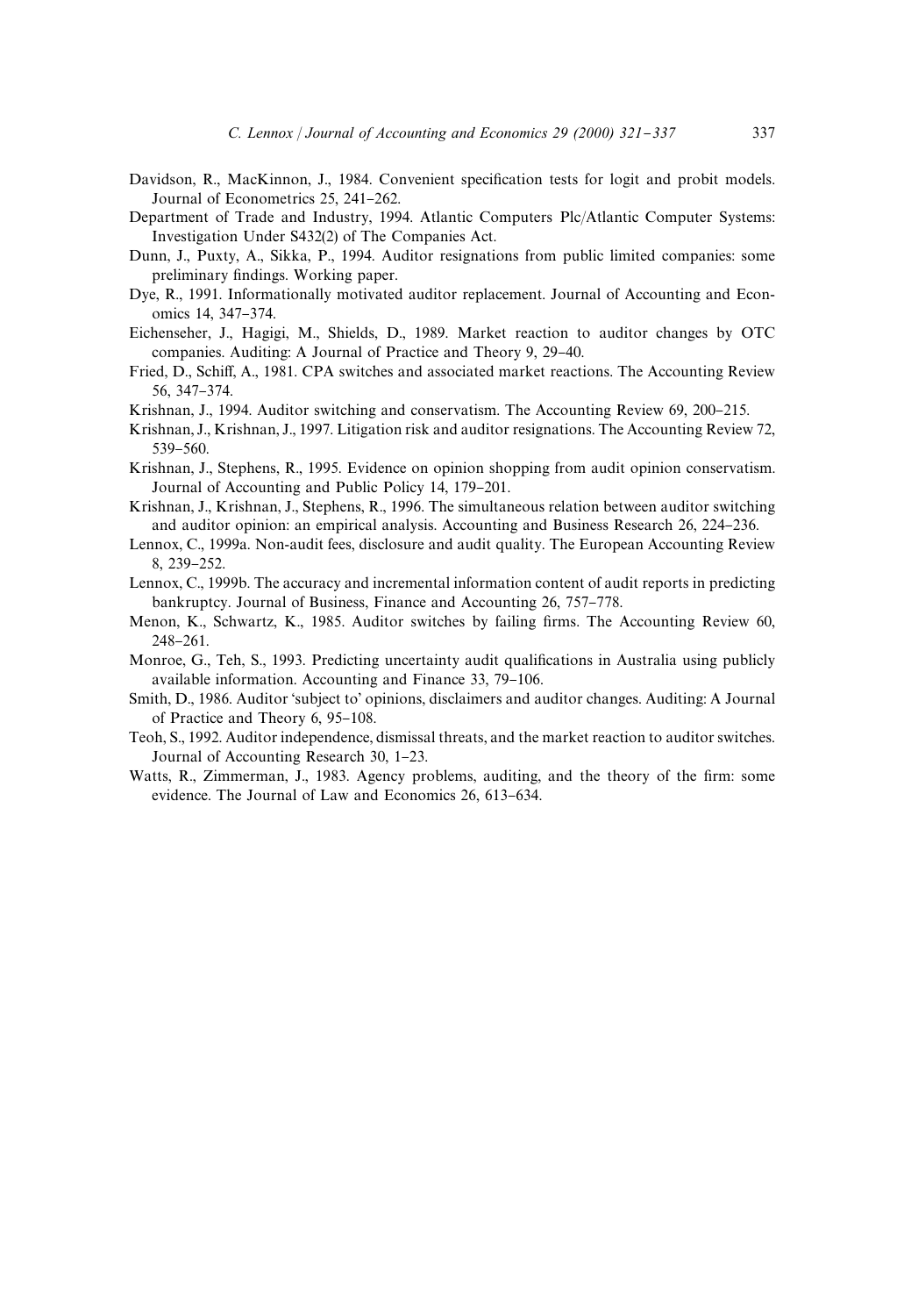Davidson, R., MacKinnon, J., 1984. Convenient specification tests for logit and probit models. Journal of Econometrics 25, 241–262.

Department of Trade and Industry, 1994. Atlantic Computers Plc/Atlantic Computer Systems: Investigation Under S432(2) of The Companies Act.

Dunn, J., Puxty, A., Sikka, P., 1994. Auditor resignations from public limited companies: some preliminary findings. Working paper.

Dye, R., 1991. Informationally motivated auditor replacement. Journal of Accounting and Economics 14, 347–374.

Eichenseher, J., Hagigi, M., Shields, D., 1989. Market reaction to auditor changes by OTC companies. Auditing: A Journal of Practice and Theory 9, 29–40.

Fried, D., Schiff, A., 1981. CPA switches and associated market reactions. The Accounting Review 56, 347–374.

Krishnan, J., 1994. Auditor switching and conservatism. The Accounting Review 69, 200–215.

Krishnan, J., Krishnan, J., 1997. Litigation risk and auditor resignations. The Accounting Review 72, 539–560.

Krishnan, J., Stephens, R., 1995. Evidence on opinion shopping from audit opinion conservatism. Journal of Accounting and Public Policy 14, 179–201.

Krishnan, J., Krishnan, J., Stephens, R., 1996. The simultaneous relation between auditor switching and auditor opinion: an empirical analysis. Accounting and Business Research 26, 224–236.

Lennox, C., 1999a. Non-audit fees, disclosure and audit quality. The European Accounting Review 8, 239–252.

Lennox, C., 1999b. The accuracy and incremental information content of audit reports in predicting bankruptcy. Journal of Business, Finance and Accounting 26, 757–778.

Menon, K., Schwartz, K., 1985. Auditor switches by failing firms. The Accounting Review 60, 248–261.

Monroe, G., Teh, S., 1993. Predicting uncertainty audit qualifications in Australia using publicly available information. Accounting and Finance 33, 79–106.

Smith, D., 1986. Auditor 'subject to' opinions, disclaimers and auditor changes. Auditing: A Journal of Practice and Theory 6, 95–108.

Teoh, S., 1992. Auditor independence, dismissal threats, and the market reaction to auditor switches. Journal of Accounting Research 30, 1–23.

Watts, R., Zimmerman, J., 1983. Agency problems, auditing, and the theory of the firm: some evidence. The Journal of Law and Economics 26, 613–634.